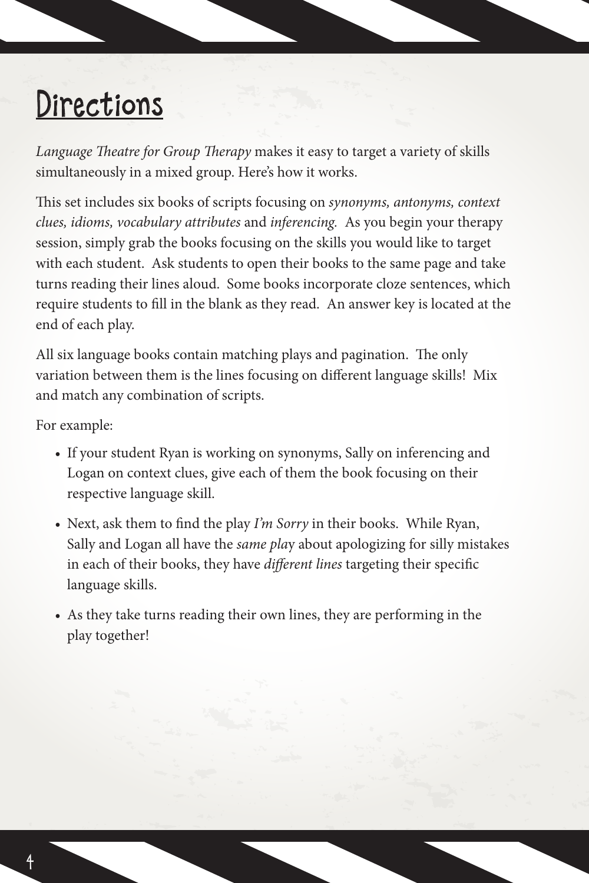# Directions

*Language Theatre for Group Therapy* makes it easy to target a variety of skills simultaneously in a mixed group. Here's how it works.

This set includes six books of scripts focusing on *synonyms, antonyms, context clues, idioms, vocabulary attributes* and *inferencing.* As you begin your therapy session, simply grab the books focusing on the skills you would like to target with each student. Ask students to open their books to the same page and take turns reading their lines aloud. Some books incorporate cloze sentences, which require students to fill in the blank as they read. An answer key is located at the end of each play.

All six language books contain matching plays and pagination. The only variation between them is the lines focusing on different language skills! Mix and match any combination of scripts.

For example:

- If your student Ryan is working on synonyms, Sally on inferencing and Logan on context clues, give each of them the book focusing on their respective language skill.
- Next, ask them to find the play *I'm Sorry* in their books. While Ryan, Sally and Logan all have the *same play* about apologizing for silly mistakes in each of their books, they have *different lines* targeting their specific language skills.
- As they take turns reading their own lines, they are performing in the play together!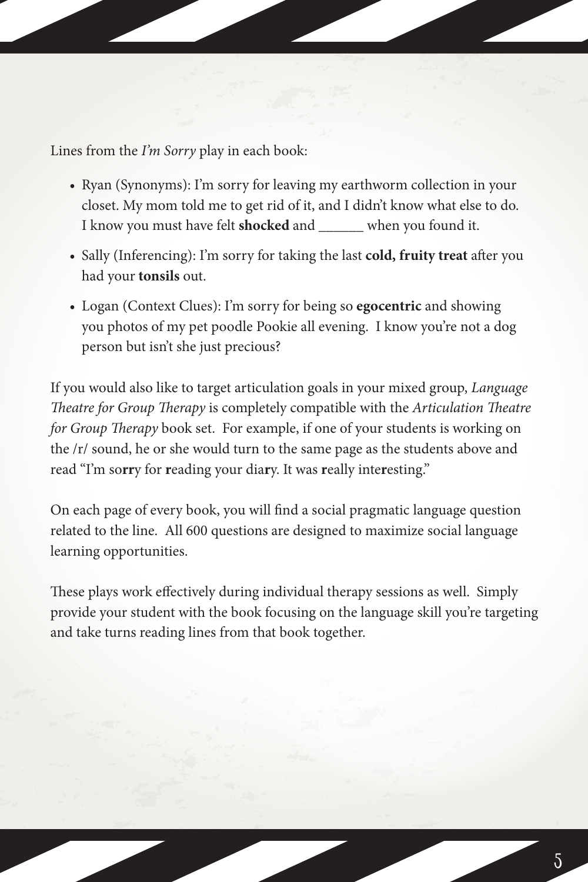Lines from the *I'm Sorry* play in each book:

- Ryan (Synonyms): I'm sorry for leaving my earthworm collection in your closet. My mom told me to get rid of it, and I didn't know what else to do. I know you must have felt **shocked** and ______ when you found it.
- Sally (Inferencing): I'm sorry for taking the last **cold, fruity treat** after you had your **tonsils** out.
- Logan (Context Clues): I'm sorry for being so **egocentric** and showing you photos of my pet poodle Pookie all evening. I know you're not a dog person but isn't she just precious?

If you would also like to target articulation goals in your mixed group, *Language Theatre for Group Therapy* is completely compatible with the *Articulation Theatre for Group Therapy* book set. For example, if one of your students is working on the /r/ sound, he or she would turn to the same page as the students above and read "I'm so**rr**y for **r**eading your dia**r**y. It was **r**eally inte**r**esting."

On each page of every book, you will find a social pragmatic language question related to the line. All 600 questions are designed to maximize social language learning opportunities.

These plays work effectively during individual therapy sessions as well. Simply provide your student with the book focusing on the language skill you're targeting and take turns reading lines from that book together.